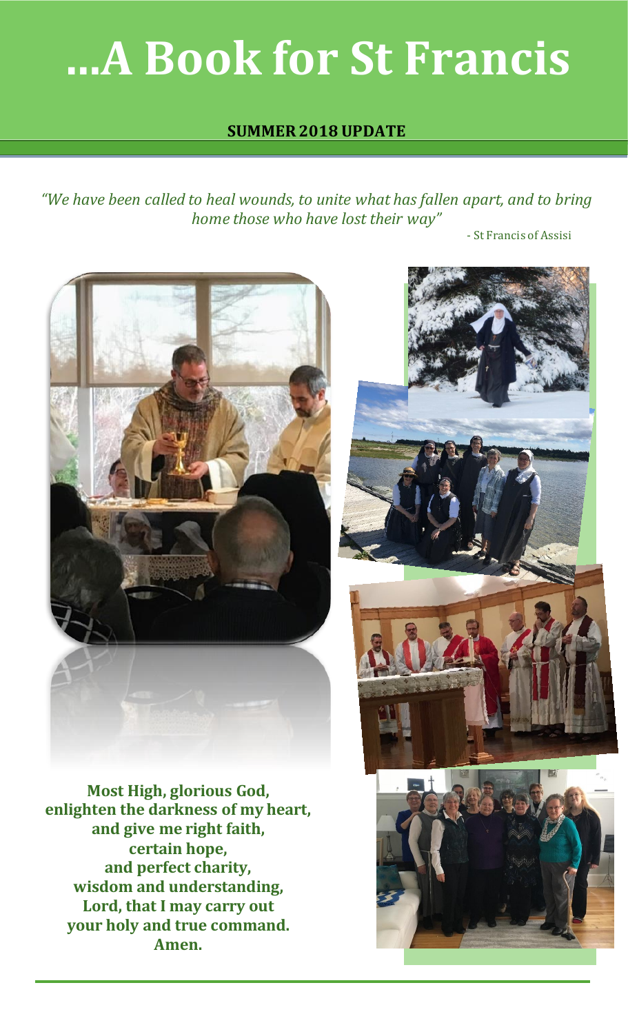# ...A Book for St Francis

**SUMMER 2018 UPDATE**

*"We have been called to heal wounds, to unite what has fallen apart, and to bring home those who have lost their way"*

- St Francis of Assisi

**Most High, glorious God,
enlighten the darkness of my heart,
and give me right faith,
certain hope,
and perfect charity,
wisdom and understanding,
Lord, that I may carry out
your holy and true command.
Amen.**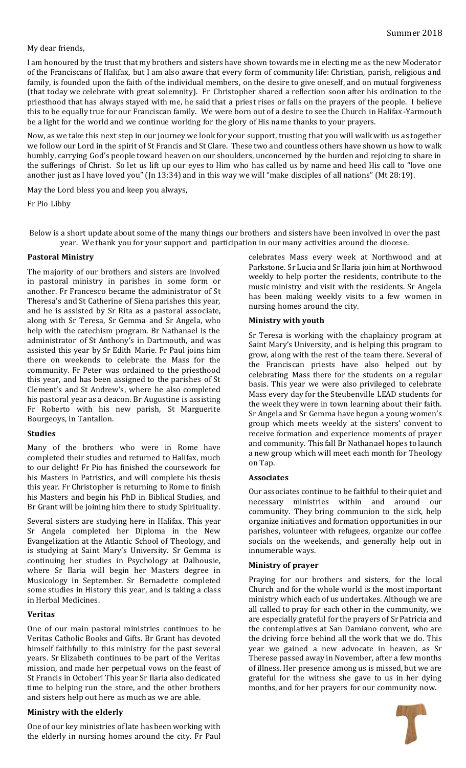Summer 2018

My dear friends,

I am honoured by the trust that my brothers and sisters have shown towards me in electing me as the new Moderator of the Franciscans of Halifax, but I am also aware that every form of community life: Christian, parish, religious and family, is founded upon the faith of the individual members, on the desire to give oneself, and on mutual forgiveness (that today we celebrate with great solemnity). Fr Christopher shared a reflection soon after his ordination to the priesthood that has always stayed with me, he said that a priest rises or falls on the prayers of the people. I believe this to be equally true for our Franciscan family. We were born out of a desire to see the Church in Halifax-Yarmouth be a light for the world and we continue working for the glory of His name thanks to your prayers.

Now, as we take this next step in our journey we look for your support, trusting that you will walk with us as together we follow our Lord in the spirit of St Francis and St Clare. These two and countless others have shown us how to walk humbly, carrying God's people toward heaven on our shoulders, unconcerned by the burden and rejoicing to share in the sufferings of Christ. So let us lift up our eyes to Him who has called us by name and heed His call to "love one another just as I have loved you" (Jn 13:34) and in this way we will "make disciples of all nations" (Mt 28:19).

May the Lord bless you and keep you always,

Fr Pio Libby

Below is a short update about some of the many things our brothers and sisters have been involved in over the past year. We thank you for your support and participation in our many activities around the diocese.

**Pastoral Ministry**

The majority of our brothers and sisters are involved in pastoral ministry in parishes in some form or another. Fr Francesco became the administrator of St Theresa's and St Catherine of Siena parishes this year, and he is assisted by Sr Rita as a pastoral associate, along with Sr Teresa, Sr Gemma and Sr Angela, who help with the catechism program. Br Nathanael is the administrator of St Anthony's in Dartmouth, and was assisted this year by Sr Edith Marie. Fr Paul joins him there on weekends to celebrate the Mass for the community. Fr Peter was ordained to the priesthood this year, and has been assigned to the parishes of St Clement's and St Andrew's, where he also completed his pastoral year as a deacon. Br Augustine is assisting Fr Roberto with his new parish, St Marguerite Bourgeoys, in Tantallon.

**Studies**

Many of the brothers who were in Rome have completed their studies and returned to Halifax, much to our delight! Fr Pio has finished the coursework for his Masters in Patristics, and will complete his thesis this year. Fr Christopher is returning to Rome to finish his Masters and begin his PhD in Biblical Studies, and Br Grant will be joining him there to study Spirituality.

Several sisters are studying here in Halifax. This year Sr Angela completed her Diploma in the New Evangelization at the Atlantic School of Theology, and is studying at Saint Mary's University. Sr Gemma is continuing her studies in Psychology at Dalhousie, where Sr Ilaria will begin her Masters degree in Musicology in September. Sr Bernadette completed some studies in History this year, and is taking a class in Herbal Medicines.

**Veritas**

One of our main pastoral ministries continues to be Veritas Catholic Books and Gifts. Br Grant has devoted himself faithfully to this ministry for the past several years. Sr Elizabeth continues to be part of the Veritas mission, and made her perpetual vows on the feast of St Francis in October! This year Sr Ilaria also dedicated time to helping run the store, and the other brothers and sisters help out here as much as we are able.

**Ministry with the elderly**

One of our key ministries of late has been working with the elderly in nursing homes around the city. Fr Paul celebrates Mass every week at Northwood and at Parkstone. Sr Lucia and Sr Ilaria join him at Northwood weekly to help porter the residents, contribute to the music ministry and visit with the residents. Sr Angela has been making weekly visits to a few women in nursing homes around the city.

**Ministry with youth**

Sr Teresa is working with the chaplaincy program at Saint Mary's University, and is helping this program to grow, along with the rest of the team there. Several of the Franciscan priests have also helped out by celebrating Mass there for the students on a regular basis. This year we were also privileged to celebrate Mass every day for the Steubenville LEAD students for the week they were in town learning about their faith. Sr Angela and Sr Gemma have begun a young women's group which meets weekly at the sisters' convent to receive formation and experience moments of prayer and community. This fall Br Nathanael hopes to launch a new group which will meet each month for Theology on Tap.

**Associates**

Our associates continue to be faithful to their quiet and necessary ministries within and around our community. They bring communion to the sick, help organize initiatives and formation opportunities in our parishes, volunteer with refugees, organize our coffee socials on the weekends, and generally help out in innumerable ways.

**Ministry of prayer**

Praying for our brothers and sisters, for the local Church and for the whole world is the most important ministry which each of us undertakes. Although we are all called to pray for each other in the community, we are especially grateful for the prayers of Sr Patricia and the contemplatives at San Damiano convent, who are the driving force behind all the work that we do. This year we gained a new advocate in heaven, as Sr Therese passed away in November, after a few months of illness. Her presence among us is missed, but we are grateful for the witness she gave to us in her dying months, and for her prayers for our community now.